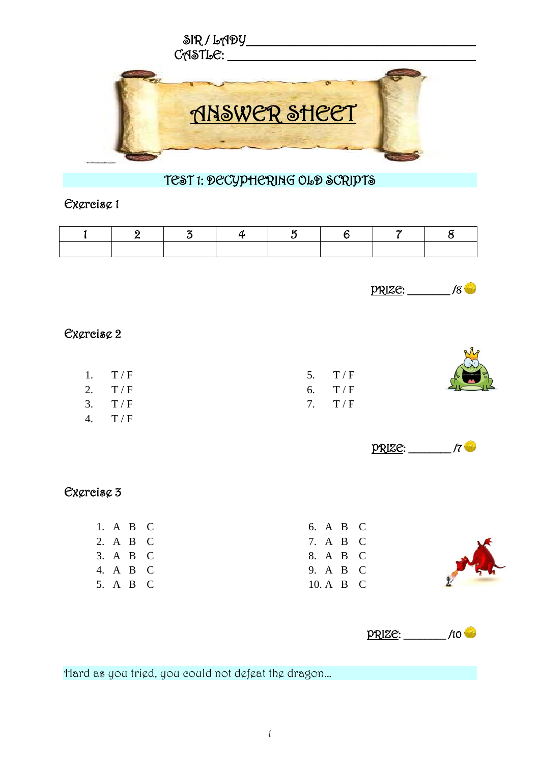SIR / LADY ________________________________

CASTLE: ________________________________

# ANSWER SHEET

## TEST 1: DECYPHERING OLD SCRIPTS

### Exercise 1

| 1 | 2 | 3 | 4 | 5 | 6 | 7 | 8 |
|---|---|---|---|---|---|---|---|
| | | | | | | | |

PRIZE: _______ /8

### Exercise 2

1. T / F
2. T / F
3. T / F
4. T / F
5. T / F
6. T / F
7. T / F

PRIZE: _______ /7

### Exercise 3

1. A B C
2. A B C
3. A B C
4. A B C
5. A B C
6. A B C
7. A B C
8. A B C
9. A B C
10. A B C

PRIZE: _______ /10

Hard as you tried, you could not defeat the dragon…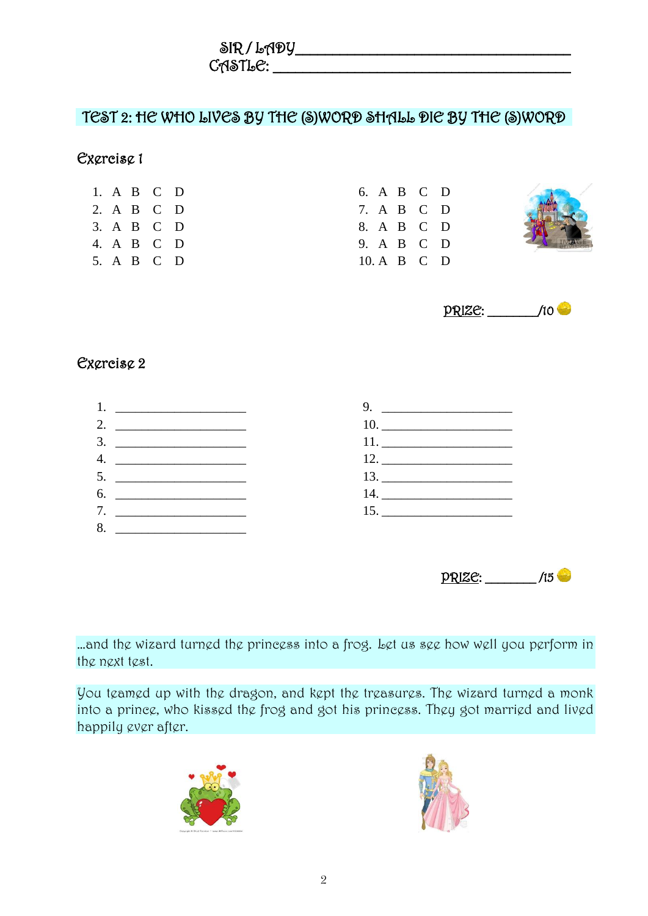SIR / LADY ________________________________
CASTLE: ________________________________

## TEST 2: HE WHO LIVES BY THE (S)WORD SHALL DIE BY THE (S)WORD

### Exercise 1

1. A B C D
2. A B C D
3. A B C D
4. A B C D
5. A B C D
6. A B C D
7. A B C D
8. A B C D
9. A B C D
10. A B C D

PRIZE: _______/10

### Exercise 2

1. ____________________
2. ____________________
3. ____________________
4. ____________________
5. ____________________
6. ____________________
7. ____________________
8. ____________________
9. ____________________
10. ____________________
11. ____________________
12. ____________________
13. ____________________
14. ____________________
15. ____________________

PRIZE: _______/15

…and the wizard turned the princess into a frog. Let us see how well you perform in the next test.

You teamed up with the dragon, and kept the treasures. The wizard turned a monk into a prince, who kissed the frog and got his princess. They got married and lived happily ever after.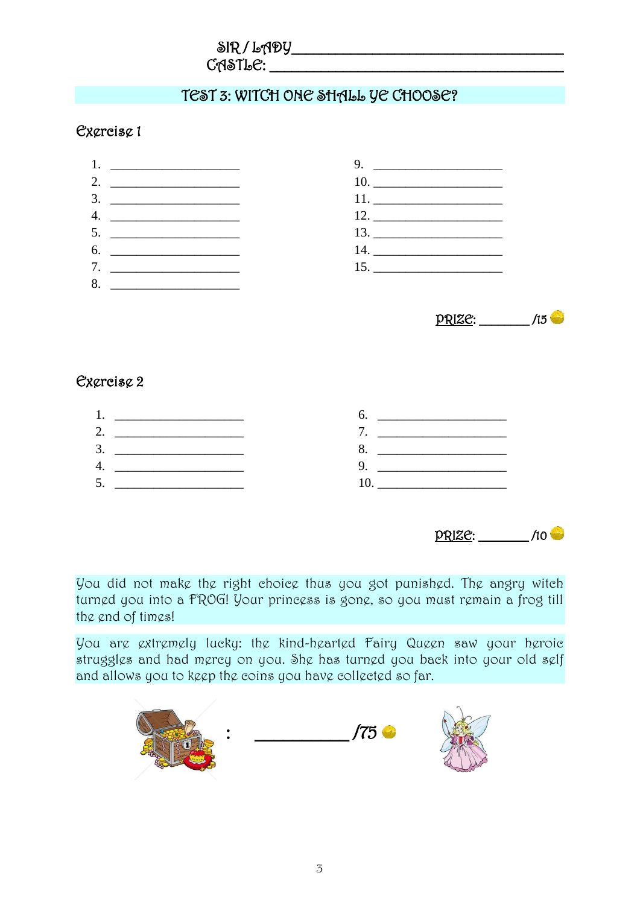SIR / LADY ___________________________________

CASTLE: ______________________________________

## TEST 3: WITCH ONE SHALL YE CHOOSE?

### Exercise 1

1. ____________________
2. ____________________
3. ____________________
4. ____________________
5. ____________________
6. ____________________
7. ____________________
8. ____________________
9. ____________________
10. ____________________
11. ____________________
12. ____________________
13. ____________________
14. ____________________
15. ____________________

PRIZE: _______ /15

### Exercise 2

1. ____________________
2. ____________________
3. ____________________
4. ____________________
5. ____________________
6. ____________________
7. ____________________
8. ____________________
9. ____________________
10. ____________________

PRIZE: _______ /10

You did not make the right choice thus you got punished. The angry witch turned you into a FROG! Your princess is gone, so you must remain a frog till the end of times!

You are extremely lucky: the kind-hearted Fairy Queen saw your heroic struggles and had mercy on you. She has turned you back into your old self and allows you to keep the coins you have collected so far.

: __________ /75